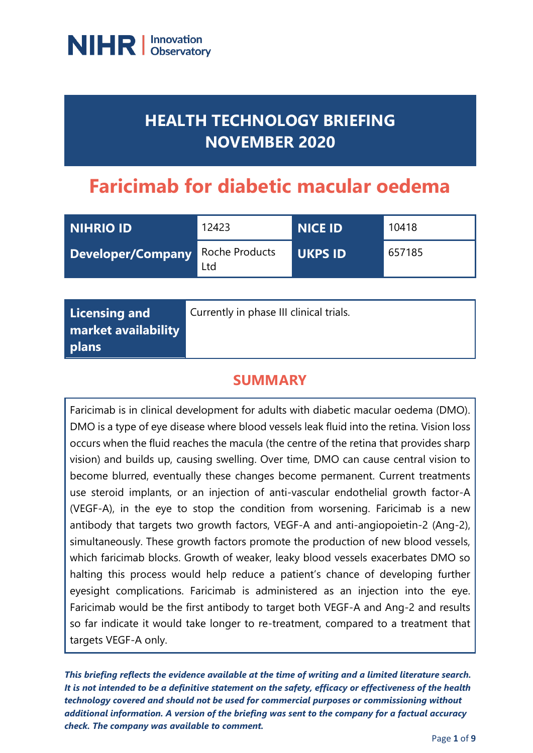NIHR | Innovation Observatory

# HEALTH TECHNOLOGY BRIEFING NOVEMBER 2020

# Faricimab for diabetic macular oedema

| NIHRIO ID | 12423 | NICE ID | 10418 |
| --- | --- | --- | --- |
| Developer/Company | Roche Products Ltd | UKPS ID | 657185 |

| Licensing and market availability plans | Currently in phase III clinical trials. |
| --- | --- |

## SUMMARY

Faricimab is in clinical development for adults with diabetic macular oedema (DMO). DMO is a type of eye disease where blood vessels leak fluid into the retina. Vision loss occurs when the fluid reaches the macula (the centre of the retina that provides sharp vision) and builds up, causing swelling. Over time, DMO can cause central vision to become blurred, eventually these changes become permanent. Current treatments use steroid implants, or an injection of anti-vascular endothelial growth factor-A (VEGF-A), in the eye to stop the condition from worsening. Faricimab is a new antibody that targets two growth factors, VEGF-A and anti-angiopoietin-2 (Ang-2), simultaneously. These growth factors promote the production of new blood vessels, which faricimab blocks. Growth of weaker, leaky blood vessels exacerbates DMO so halting this process would help reduce a patient's chance of developing further eyesight complications. Faricimab is administered as an injection into the eye. Faricimab would be the first antibody to target both VEGF-A and Ang-2 and results so far indicate it would take longer to re-treatment, compared to a treatment that targets VEGF-A only.

***This briefing reflects the evidence available at the time of writing and a limited literature search. It is not intended to be a definitive statement on the safety, efficacy or effectiveness of the health technology covered and should not be used for commercial purposes or commissioning without additional information. A version of the briefing was sent to the company for a factual accuracy check. The company was available to comment.***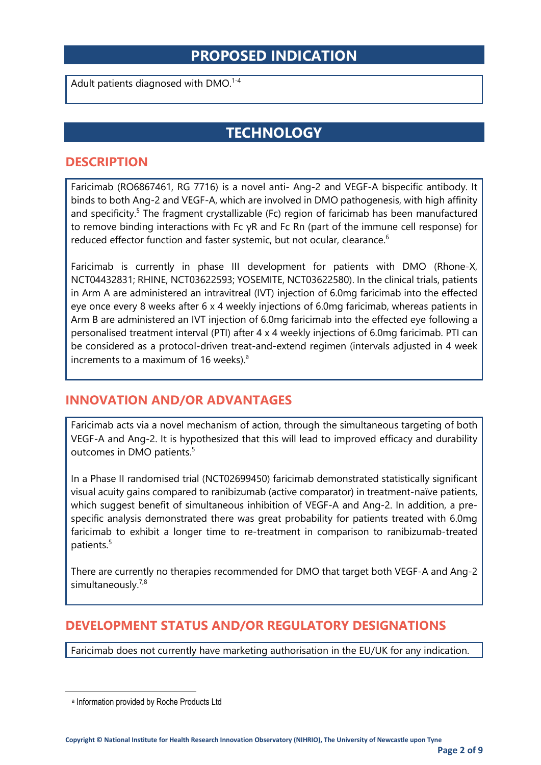## PROPOSED INDICATION

Adult patients diagnosed with DMO.[1-4]

## TECHNOLOGY

### DESCRIPTION

Faricimab (RO6867461, RG 7716) is a novel anti- Ang-2 and VEGF-A bispecific antibody. It binds to both Ang-2 and VEGF-A, which are involved in DMO pathogenesis, with high affinity and specificity.[5] The fragment crystallizable (Fc) region of faricimab has been manufactured to remove binding interactions with Fc γR and Fc Rn (part of the immune cell response) for reduced effector function and faster systemic, but not ocular, clearance.[6]

Faricimab is currently in phase III development for patients with DMO (Rhone-X, NCT04432831; RHINE, NCT03622593; YOSEMITE, NCT03622580). In the clinical trials, patients in Arm A are administered an intravitreal (IVT) injection of 6.0mg faricimab into the effected eye once every 8 weeks after 6 x 4 weekly injections of 6.0mg faricimab, whereas patients in Arm B are administered an IVT injection of 6.0mg faricimab into the effected eye following a personalised treatment interval (PTI) after 4 x 4 weekly injections of 6.0mg faricimab. PTI can be considered as a protocol-driven treat-and-extend regimen (intervals adjusted in 4 week increments to a maximum of 16 weeks).[a]

### INNOVATION AND/OR ADVANTAGES

Faricimab acts via a novel mechanism of action, through the simultaneous targeting of both VEGF-A and Ang-2. It is hypothesized that this will lead to improved efficacy and durability outcomes in DMO patients.[5]

In a Phase II randomised trial (NCT02699450) faricimab demonstrated statistically significant visual acuity gains compared to ranibizumab (active comparator) in treatment-naïve patients, which suggest benefit of simultaneous inhibition of VEGF-A and Ang-2. In addition, a pre-specific analysis demonstrated there was great probability for patients treated with 6.0mg faricimab to exhibit a longer time to re-treatment in comparison to ranibizumab-treated patients.[5]

There are currently no therapies recommended for DMO that target both VEGF-A and Ang-2 simultaneously.[7,8]

### DEVELOPMENT STATUS AND/OR REGULATORY DESIGNATIONS

Faricimab does not currently have marketing authorisation in the EU/UK for any indication.

---

[a] Information provided by Roche Products Ltd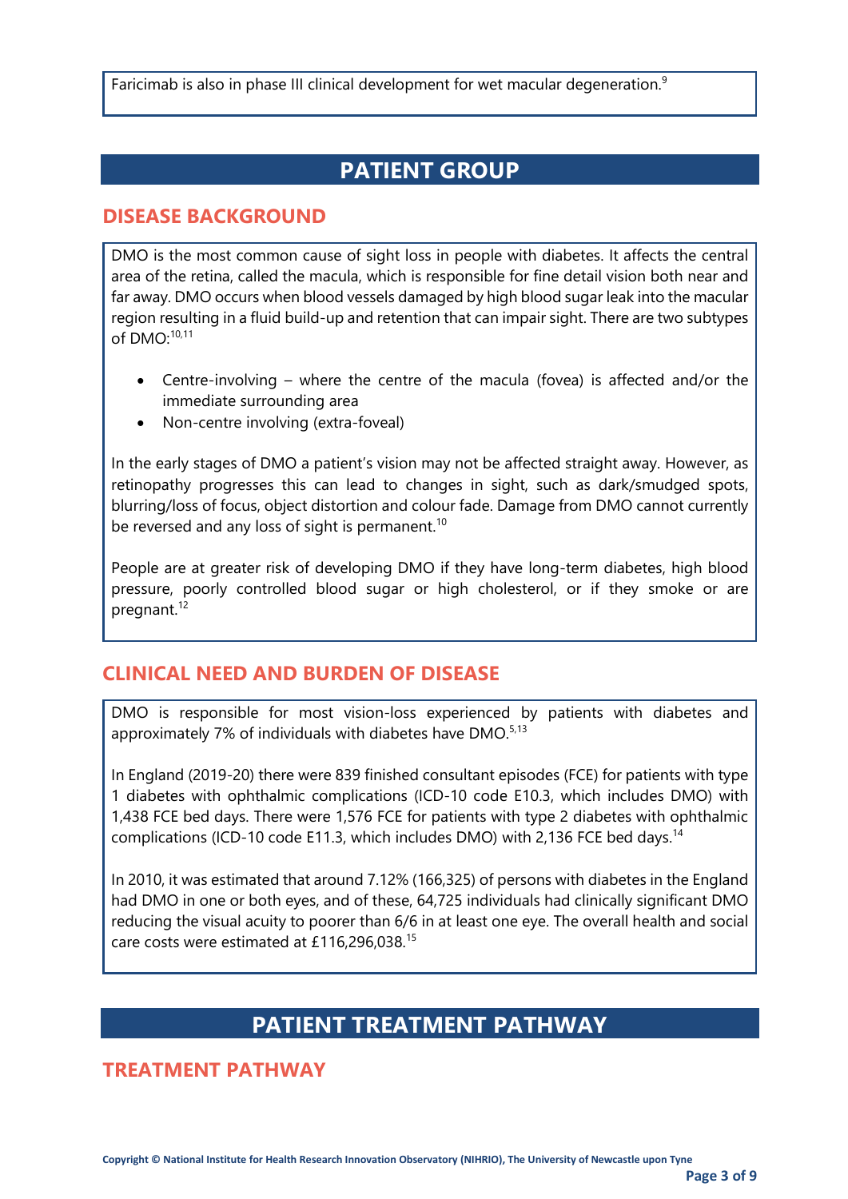Faricimab is also in phase III clinical development for wet macular degeneration.[9]

## PATIENT GROUP

### DISEASE BACKGROUND

DMO is the most common cause of sight loss in people with diabetes. It affects the central area of the retina, called the macula, which is responsible for fine detail vision both near and far away. DMO occurs when blood vessels damaged by high blood sugar leak into the macular region resulting in a fluid build-up and retention that can impair sight. There are two subtypes of DMO:[10,11]

- Centre-involving – where the centre of the macula (fovea) is affected and/or the immediate surrounding area
- Non-centre involving (extra-foveal)

In the early stages of DMO a patient's vision may not be affected straight away. However, as retinopathy progresses this can lead to changes in sight, such as dark/smudged spots, blurring/loss of focus, object distortion and colour fade. Damage from DMO cannot currently be reversed and any loss of sight is permanent.[10]

People are at greater risk of developing DMO if they have long-term diabetes, high blood pressure, poorly controlled blood sugar or high cholesterol, or if they smoke or are pregnant.[12]

### CLINICAL NEED AND BURDEN OF DISEASE

DMO is responsible for most vision-loss experienced by patients with diabetes and approximately 7% of individuals with diabetes have DMO.[5,13]

In England (2019-20) there were 839 finished consultant episodes (FCE) for patients with type 1 diabetes with ophthalmic complications (ICD-10 code E10.3, which includes DMO) with 1,438 FCE bed days. There were 1,576 FCE for patients with type 2 diabetes with ophthalmic complications (ICD-10 code E11.3, which includes DMO) with 2,136 FCE bed days.[14]

In 2010, it was estimated that around 7.12% (166,325) of persons with diabetes in the England had DMO in one or both eyes, and of these, 64,725 individuals had clinically significant DMO reducing the visual acuity to poorer than 6/6 in at least one eye. The overall health and social care costs were estimated at £116,296,038.[15]

## PATIENT TREATMENT PATHWAY

### TREATMENT PATHWAY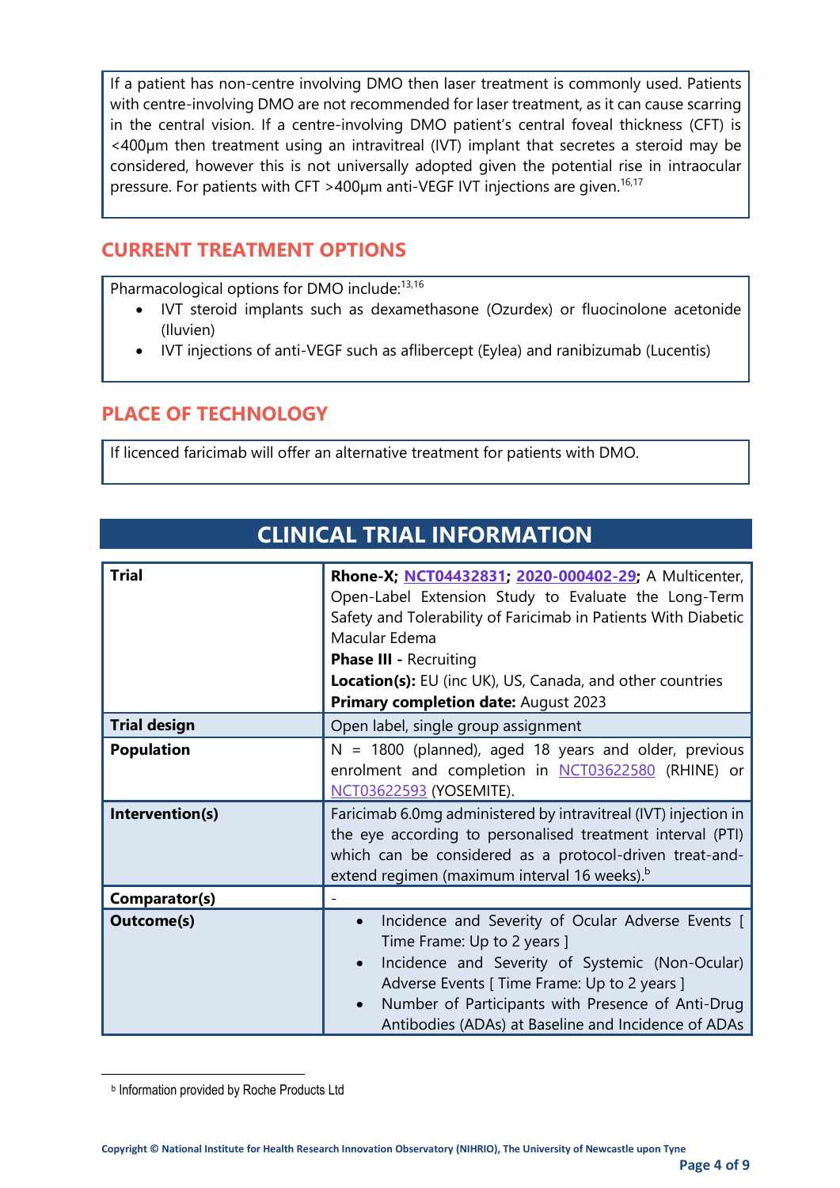If a patient has non-centre involving DMO then laser treatment is commonly used. Patients with centre-involving DMO are not recommended for laser treatment, as it can cause scarring in the central vision. If a centre-involving DMO patient's central foveal thickness (CFT) is <400µm then treatment using an intravitreal (IVT) implant that secretes a steroid may be considered, however this is not universally adopted given the potential rise in intraocular pressure. For patients with CFT >400µm anti-VEGF IVT injections are given.[16,17]

## CURRENT TREATMENT OPTIONS

Pharmacological options for DMO include:[13,16]

- IVT steroid implants such as dexamethasone (Ozurdex) or fluocinolone acetonide (Iluvien)
- IVT injections of anti-VEGF such as aflibercept (Eylea) and ranibizumab (Lucentis)

## PLACE OF TECHNOLOGY

If licenced faricimab will offer an alternative treatment for patients with DMO.

# CLINICAL TRIAL INFORMATION

| | |
|---|---|
| **Trial** | **Rhone-X; NCT04432831; 2020-000402-29;** A Multicenter, Open-Label Extension Study to Evaluate the Long-Term Safety and Tolerability of Faricimab in Patients With Diabetic Macular Edema<br>**Phase III -** Recruiting<br>**Location(s):** EU (inc UK), US, Canada, and other countries<br>**Primary completion date:** August 2023 |
| **Trial design** | Open label, single group assignment |
| **Population** | N = 1800 (planned), aged 18 years and older, previous enrolment and completion in NCT03622580 (RHINE) or NCT03622593 (YOSEMITE). |
| **Intervention(s)** | Faricimab 6.0mg administered by intravitreal (IVT) injection in the eye according to personalised treatment interval (PTI) which can be considered as a protocol-driven treat-and-extend regimen (maximum interval 16 weeks).[b] |
| **Comparator(s)** | - |
| **Outcome(s)** | • Incidence and Severity of Ocular Adverse Events [ Time Frame: Up to 2 years ]<br>• Incidence and Severity of Systemic (Non-Ocular) Adverse Events [ Time Frame: Up to 2 years ]<br>• Number of Participants with Presence of Anti-Drug Antibodies (ADAs) at Baseline and Incidence of ADAs |

[b] Information provided by Roche Products Ltd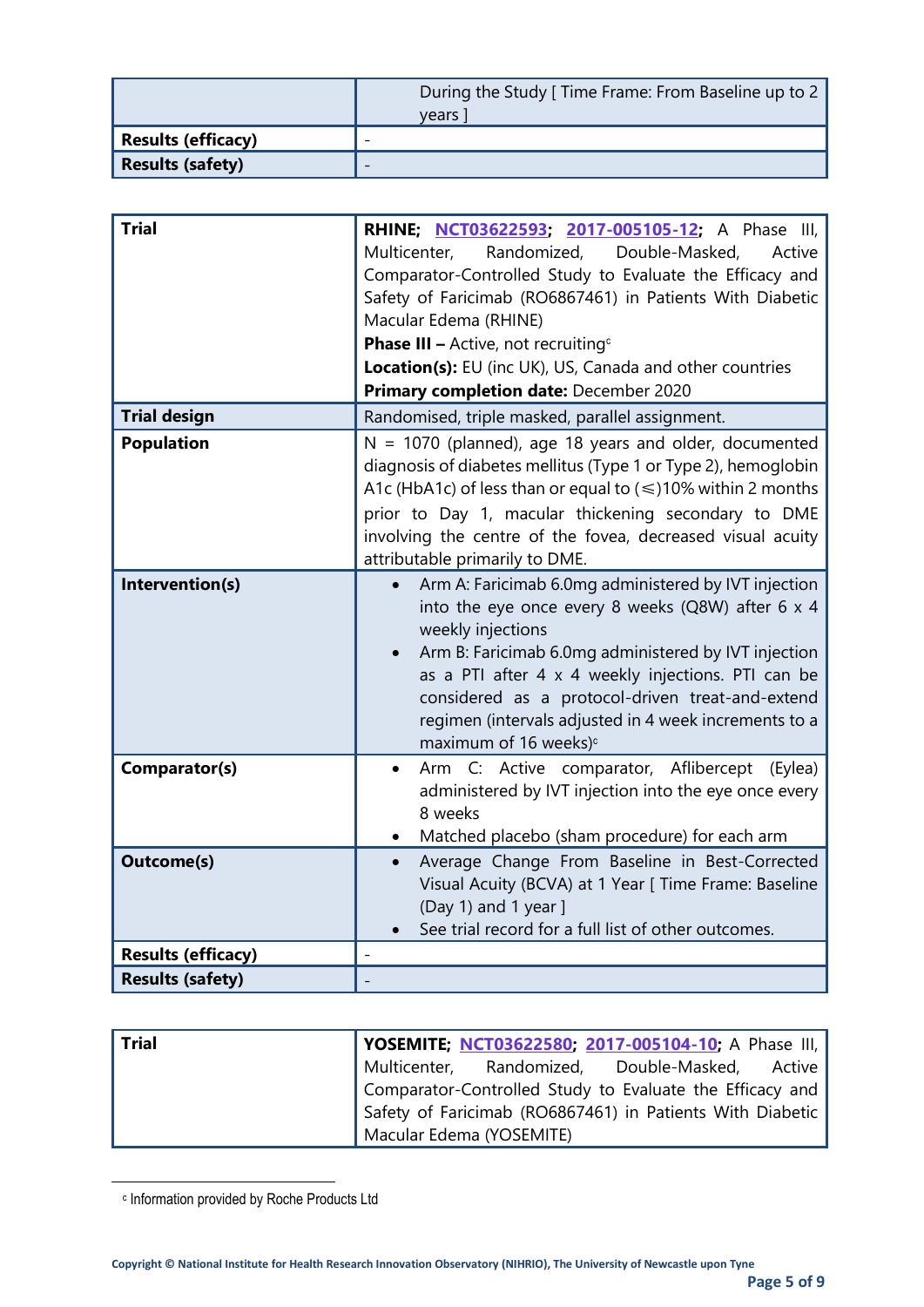| | |
|---|---|
| | During the Study [ Time Frame: From Baseline up to 2 years ] |
| **Results (efficacy)** | - |
| **Results (safety)** | - |

| | |
|---|---|
| **Trial** | **RHINE; NCT03622593; 2017-005105-12;** A Phase III, Multicenter, Randomized, Double-Masked, Active Comparator-Controlled Study to Evaluate the Efficacy and Safety of Faricimab (RO6867461) in Patients With Diabetic Macular Edema (RHINE)<br>**Phase III –** Active, not recruiting[c]<br>**Location(s):** EU (inc UK), US, Canada and other countries<br>**Primary completion date:** December 2020 |
| **Trial design** | Randomised, triple masked, parallel assignment. |
| **Population** | N = 1070 (planned), age 18 years and older, documented diagnosis of diabetes mellitus (Type 1 or Type 2), hemoglobin A1c (HbA1c) of less than or equal to (≤)10% within 2 months prior to Day 1, macular thickening secondary to DME involving the centre of the fovea, decreased visual acuity attributable primarily to DME. |
| **Intervention(s)** | • Arm A: Faricimab 6.0mg administered by IVT injection into the eye once every 8 weeks (Q8W) after 6 x 4 weekly injections<br>• Arm B: Faricimab 6.0mg administered by IVT injection as a PTI after 4 x 4 weekly injections. PTI can be considered as a protocol-driven treat-and-extend regimen (intervals adjusted in 4 week increments to a maximum of 16 weeks)[c] |
| **Comparator(s)** | • Arm C: Active comparator, Aflibercept (Eylea) administered by IVT injection into the eye once every 8 weeks<br>• Matched placebo (sham procedure) for each arm |
| **Outcome(s)** | • Average Change From Baseline in Best-Corrected Visual Acuity (BCVA) at 1 Year [ Time Frame: Baseline (Day 1) and 1 year ]<br>• See trial record for a full list of other outcomes. |
| **Results (efficacy)** | - |
| **Results (safety)** | - |

| | |
|---|---|
| **Trial** | **YOSEMITE; NCT03622580; 2017-005104-10;** A Phase III, Multicenter, Randomized, Double-Masked, Active Comparator-Controlled Study to Evaluate the Efficacy and Safety of Faricimab (RO6867461) in Patients With Diabetic Macular Edema (YOSEMITE) |

[c] Information provided by Roche Products Ltd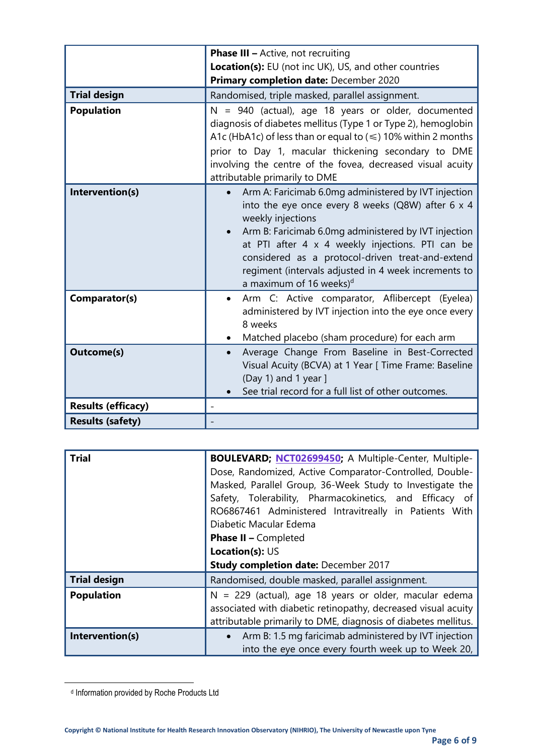| | |
|---|---|
| | **Phase III –** Active, not recruiting<br>**Location(s):** EU (not inc UK), US, and other countries<br>**Primary completion date:** December 2020 |
| **Trial design** | Randomised, triple masked, parallel assignment. |
| **Population** | N = 940 (actual), age 18 years or older, documented diagnosis of diabetes mellitus (Type 1 or Type 2), hemoglobin A1c (HbA1c) of less than or equal to (⩽) 10% within 2 months prior to Day 1, macular thickening secondary to DME involving the centre of the fovea, decreased visual acuity attributable primarily to DME |
| **Intervention(s)** | • Arm A: Faricimab 6.0mg administered by IVT injection into the eye once every 8 weeks (Q8W) after 6 x 4 weekly injections<br>• Arm B: Faricimab 6.0mg administered by IVT injection at PTI after 4 x 4 weekly injections. PTI can be considered as a protocol-driven treat-and-extend regiment (intervals adjusted in 4 week increments to a maximum of 16 weeks)[d] |
| **Comparator(s)** | • Arm C: Active comparator, Aflibercept (Eyelea) administered by IVT injection into the eye once every 8 weeks<br>• Matched placebo (sham procedure) for each arm |
| **Outcome(s)** | • Average Change From Baseline in Best-Corrected Visual Acuity (BCVA) at 1 Year [ Time Frame: Baseline (Day 1) and 1 year ]<br>• See trial record for a full list of other outcomes. |
| **Results (efficacy)** | - |
| **Results (safety)** | - |

| | |
|---|---|
| **Trial** | **BOULEVARD; NCT02699450;** A Multiple-Center, Multiple-Dose, Randomized, Active Comparator-Controlled, Double-Masked, Parallel Group, 36-Week Study to Investigate the Safety, Tolerability, Pharmacokinetics, and Efficacy of RO6867461 Administered Intravitreally in Patients With Diabetic Macular Edema<br>**Phase II –** Completed<br>**Location(s):** US<br>**Study completion date:** December 2017 |
| **Trial design** | Randomised, double masked, parallel assignment. |
| **Population** | N = 229 (actual), age 18 years or older, macular edema associated with diabetic retinopathy, decreased visual acuity attributable primarily to DME, diagnosis of diabetes mellitus. |
| **Intervention(s)** | • Arm B: 1.5 mg faricimab administered by IVT injection into the eye once every fourth week up to Week 20, |

[d] Information provided by Roche Products Ltd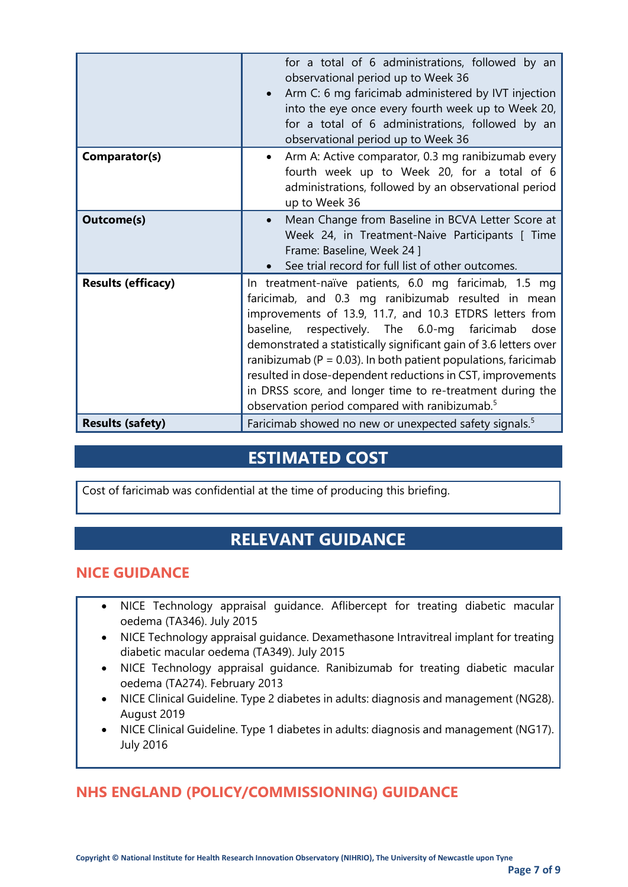| | |
|---|---|
| | for a total of 6 administrations, followed by an observational period up to Week 36<br>• Arm C: 6 mg faricimab administered by IVT injection into the eye once every fourth week up to Week 20, for a total of 6 administrations, followed by an observational period up to Week 36 |
| **Comparator(s)** | • Arm A: Active comparator, 0.3 mg ranibizumab every fourth week up to Week 20, for a total of 6 administrations, followed by an observational period up to Week 36 |
| **Outcome(s)** | • Mean Change from Baseline in BCVA Letter Score at Week 24, in Treatment-Naive Participants [ Time Frame: Baseline, Week 24 ]<br>• See trial record for full list of other outcomes. |
| **Results (efficacy)** | In treatment-naïve patients, 6.0 mg faricimab, 1.5 mg faricimab, and 0.3 mg ranibizumab resulted in mean improvements of 13.9, 11.7, and 10.3 ETDRS letters from baseline, respectively. The 6.0-mg faricimab dose demonstrated a statistically significant gain of 3.6 letters over ranibizumab (P = 0.03). In both patient populations, faricimab resulted in dose-dependent reductions in CST, improvements in DRSS score, and longer time to re-treatment during the observation period compared with ranibizumab.[5] |
| **Results (safety)** | Faricimab showed no new or unexpected safety signals.[5] |

# ESTIMATED COST

Cost of faricimab was confidential at the time of producing this briefing.

# RELEVANT GUIDANCE

## NICE GUIDANCE

- NICE Technology appraisal guidance. Aflibercept for treating diabetic macular oedema (TA346). July 2015
- NICE Technology appraisal guidance. Dexamethasone Intravitreal implant for treating diabetic macular oedema (TA349). July 2015
- NICE Technology appraisal guidance. Ranibizumab for treating diabetic macular oedema (TA274). February 2013
- NICE Clinical Guideline. Type 2 diabetes in adults: diagnosis and management (NG28). August 2019
- NICE Clinical Guideline. Type 1 diabetes in adults: diagnosis and management (NG17). July 2016

## NHS ENGLAND (POLICY/COMMISSIONING) GUIDANCE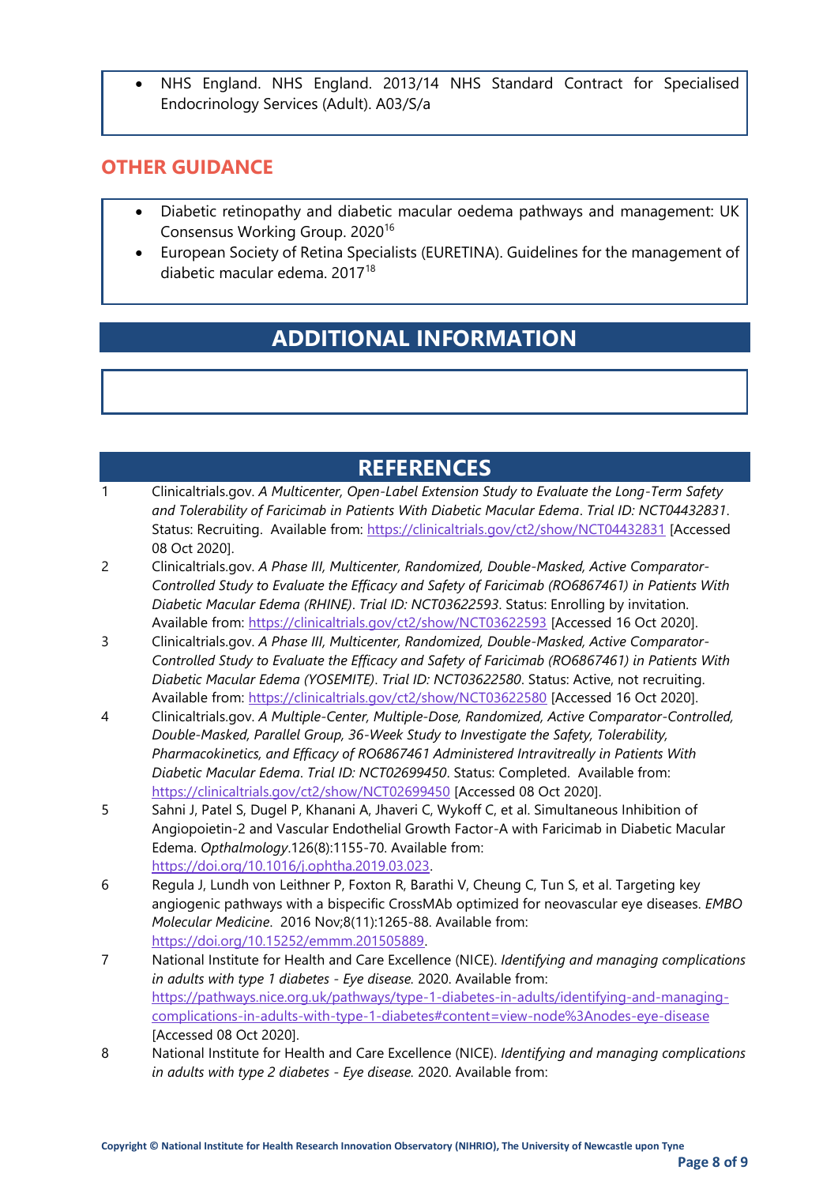- NHS England. NHS England. 2013/14 NHS Standard Contract for Specialised Endocrinology Services (Adult). A03/S/a

## OTHER GUIDANCE

- Diabetic retinopathy and diabetic macular oedema pathways and management: UK Consensus Working Group. 2020[16]
- European Society of Retina Specialists (EURETINA). Guidelines for the management of diabetic macular edema. 2017[18]

## ADDITIONAL INFORMATION

## REFERENCES

1. Clinicaltrials.gov. *A Multicenter, Open-Label Extension Study to Evaluate the Long-Term Safety and Tolerability of Faricimab in Patients With Diabetic Macular Edema*. *Trial ID: NCT04432831*. Status: Recruiting. Available from: https://clinicaltrials.gov/ct2/show/NCT04432831 [Accessed 08 Oct 2020].
2. Clinicaltrials.gov. *A Phase III, Multicenter, Randomized, Double-Masked, Active Comparator-Controlled Study to Evaluate the Efficacy and Safety of Faricimab (RO6867461) in Patients With Diabetic Macular Edema (RHINE)*. *Trial ID: NCT03622593*. Status: Enrolling by invitation. Available from: https://clinicaltrials.gov/ct2/show/NCT03622593 [Accessed 16 Oct 2020].
3. Clinicaltrials.gov. *A Phase III, Multicenter, Randomized, Double-Masked, Active Comparator-Controlled Study to Evaluate the Efficacy and Safety of Faricimab (RO6867461) in Patients With Diabetic Macular Edema (YOSEMITE)*. *Trial ID: NCT03622580*. Status: Active, not recruiting. Available from: https://clinicaltrials.gov/ct2/show/NCT03622580 [Accessed 16 Oct 2020].
4. Clinicaltrials.gov. *A Multiple-Center, Multiple-Dose, Randomized, Active Comparator-Controlled, Double-Masked, Parallel Group, 36-Week Study to Investigate the Safety, Tolerability, Pharmacokinetics, and Efficacy of RO6867461 Administered Intravitreally in Patients With Diabetic Macular Edema*. *Trial ID: NCT02699450*. Status: Completed. Available from: https://clinicaltrials.gov/ct2/show/NCT02699450 [Accessed 08 Oct 2020].
5. Sahni J, Patel S, Dugel P, Khanani A, Jhaveri C, Wykoff C, et al. Simultaneous Inhibition of Angiopoietin-2 and Vascular Endothelial Growth Factor-A with Faricimab in Diabetic Macular Edema. *Opthalmology*.126(8):1155-70. Available from: https://doi.org/10.1016/j.ophtha.2019.03.023.
6. Regula J, Lundh von Leithner P, Foxton R, Barathi V, Cheung C, Tun S, et al. Targeting key angiogenic pathways with a bispecific CrossMAb optimized for neovascular eye diseases. *EMBO Molecular Medicine*. 2016 Nov;8(11):1265-88. Available from: https://doi.org/10.15252/emmm.201505889.
7. National Institute for Health and Care Excellence (NICE). *Identifying and managing complications in adults with type 1 diabetes - Eye disease.* 2020. Available from: https://pathways.nice.org.uk/pathways/type-1-diabetes-in-adults/identifying-and-managing-complications-in-adults-with-type-1-diabetes#content=view-node%3Anodes-eye-disease [Accessed 08 Oct 2020].
8. National Institute for Health and Care Excellence (NICE). *Identifying and managing complications in adults with type 2 diabetes - Eye disease.* 2020. Available from:

Copyright © National Institute for Health Research Innovation Observatory (NIHRIO), The University of Newcastle upon Tyne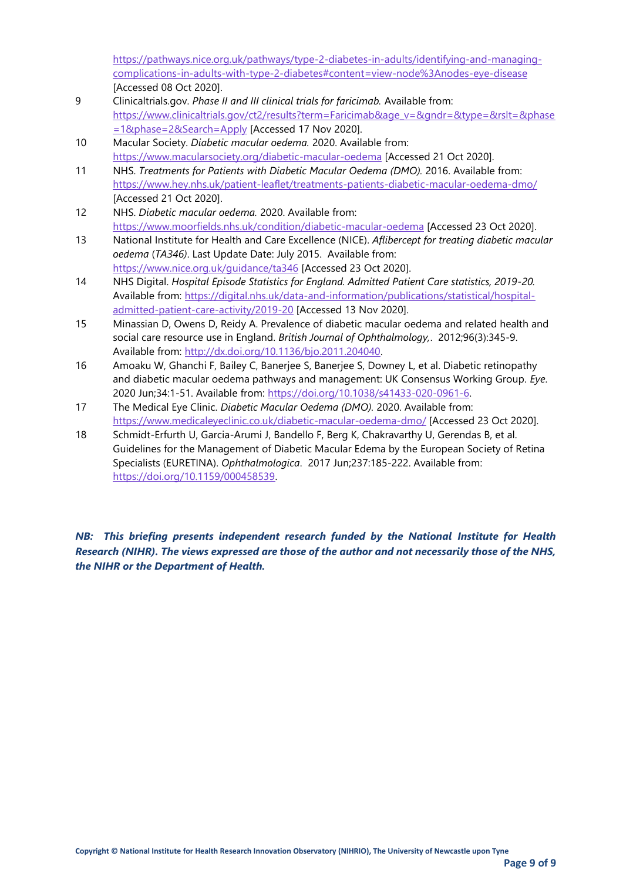https://pathways.nice.org.uk/pathways/type-2-diabetes-in-adults/identifying-and-managing-complications-in-adults-with-type-2-diabetes#content=view-node%3Anodes-eye-disease [Accessed 08 Oct 2020].

9. Clinicaltrials.gov. *Phase II and III clinical trials for faricimab.* Available from: https://www.clinicaltrials.gov/ct2/results?term=Faricimab&age_v=&gndr=&type=&rslt=&phase=1&phase=2&Search=Apply [Accessed 17 Nov 2020].
10. Macular Society. *Diabetic macular oedema.* 2020. Available from: https://www.macularsociety.org/diabetic-macular-oedema [Accessed 21 Oct 2020].
11. NHS. *Treatments for Patients with Diabetic Macular Oedema (DMO).* 2016. Available from: https://www.hey.nhs.uk/patient-leaflet/treatments-patients-diabetic-macular-oedema-dmo/ [Accessed 21 Oct 2020].
12. NHS. *Diabetic macular oedema.* 2020. Available from: https://www.moorfields.nhs.uk/condition/diabetic-macular-oedema [Accessed 23 Oct 2020].
13. National Institute for Health and Care Excellence (NICE). *Aflibercept for treating diabetic macular oedema (TA346)*. Last Update Date: July 2015. Available from: https://www.nice.org.uk/guidance/ta346 [Accessed 23 Oct 2020].
14. NHS Digital. *Hospital Episode Statistics for England. Admitted Patient Care statistics, 2019-20.* Available from: https://digital.nhs.uk/data-and-information/publications/statistical/hospital-admitted-patient-care-activity/2019-20 [Accessed 13 Nov 2020].
15. Minassian D, Owens D, Reidy A. Prevalence of diabetic macular oedema and related health and social care resource use in England. *British Journal of Ophthalmology,*. 2012;96(3):345-9. Available from: http://dx.doi.org/10.1136/bjo.2011.204040.
16. Amoaku W, Ghanchi F, Bailey C, Banerjee S, Banerjee S, Downey L, et al. Diabetic retinopathy and diabetic macular oedema pathways and management: UK Consensus Working Group. *Eye*. 2020 Jun;34:1-51. Available from: https://doi.org/10.1038/s41433-020-0961-6.
17. The Medical Eye Clinic. *Diabetic Macular Oedema (DMO).* 2020. Available from: https://www.medicaleyeclinic.co.uk/diabetic-macular-oedema-dmo/ [Accessed 23 Oct 2020].
18. Schmidt-Erfurth U, Garcia-Arumi J, Bandello F, Berg K, Chakravarthy U, Gerendas B, et al. Guidelines for the Management of Diabetic Macular Edema by the European Society of Retina Specialists (EURETINA). *Ophthalmologica*. 2017 Jun;237:185-222. Available from: https://doi.org/10.1159/000458539.

***NB: This briefing presents independent research funded by the National Institute for Health Research (NIHR). The views expressed are those of the author and not necessarily those of the NHS, the NIHR or the Department of Health.***

**Copyright © National Institute for Health Research Innovation Observatory (NIHRIO), The University of Newcastle upon Tyne**